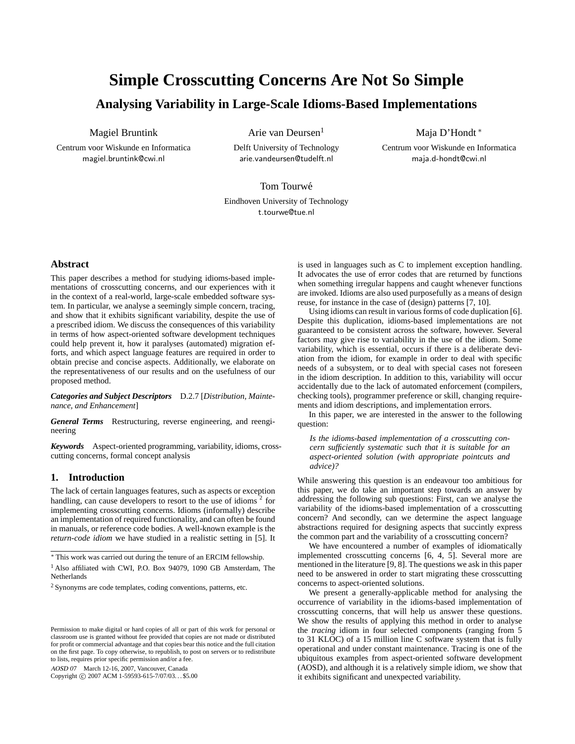# Simple Crosscutting Concerns Are Not So Simple

## Analysing Variability in Large-Scale Idioms-Based Implementations

Magiel Bruntink
Centrum voor Wiskunde en Informatica
magiel.bruntink@cwi.nl

Arie van Deursen[1]
Delft University of Technology
arie.vandeursen@tudelft.nl

Maja D'Hondt *
Centrum voor Wiskunde en Informatica
maja.d-hondt@cwi.nl

Tom Tourwé
Eindhoven University of Technology
t.tourwe@tue.nl

### Abstract

This paper describes a method for studying idioms-based implementations of crosscutting concerns, and our experiences with it in the context of a real-world, large-scale embedded software system. In particular, we analyse a seemingly simple concern, tracing, and show that it exhibits significant variability, despite the use of a prescribed idiom. We discuss the consequences of this variability in terms of how aspect-oriented software development techniques could help prevent it, how it paralyses (automated) migration efforts, and which aspect language features are required in order to obtain precise and concise aspects. Additionally, we elaborate on the representativeness of our results and on the usefulness of our proposed method.

***Categories and Subject Descriptors*** D.2.7 [*Distribution, Maintenance, and Enhancement*]

***General Terms*** Restructuring, reverse engineering, and reengineering

***Keywords*** Aspect-oriented programming, variability, idioms, crosscutting concerns, formal concept analysis

## 1. Introduction

The lack of certain languages features, such as aspects or exception handling, can cause developers to resort to the use of idioms [2] for implementing crosscutting concerns. Idioms (informally) describe an implementation of required functionality, and can often be found in manuals, or reference code bodies. A well-known example is the *return-code idiom* we have studied in a realistic setting in [5]. It is used in languages such as C to implement exception handling. It advocates the use of error codes that are returned by functions when something irregular happens and caught whenever functions are invoked. Idioms are also used purposefully as a means of design reuse, for instance in the case of (design) patterns [7, 10].

Using idioms can result in various forms of code duplication [6]. Despite this duplication, idioms-based implementations are not guaranteed to be consistent across the software, however. Several factors may give rise to variability in the use of the idiom. Some variability, which is essential, occurs if there is a deliberate deviation from the idiom, for example in order to deal with specific needs of a subsystem, or to deal with special cases not foreseen in the idiom description. In addition to this, variability will occur accidentally due to the lack of automated enforcement (compilers, checking tools), programmer preference or skill, changing requirements and idiom descriptions, and implementation errors.

In this paper, we are interested in the answer to the following question:

> *Is the idioms-based implementation of a crosscutting concern sufficiently systematic such that it is suitable for an aspect-oriented solution (with appropriate pointcuts and advice)?*

While answering this question is an endeavour too ambitious for this paper, we do take an important step towards an answer by addressing the following sub questions: First, can we analyse the variability of the idioms-based implementation of a crosscutting concern? And secondly, can we determine the aspect language abstractions required for designing aspects that succintly express the common part and the variability of a crosscutting concern?

We have encountered a number of examples of idiomatically implemented crosscutting concerns [6, 4, 5]. Several more are mentioned in the literature [9, 8]. The questions we ask in this paper need to be answered in order to start migrating these crosscutting concerns to aspect-oriented solutions.

We present a generally-applicable method for analysing the occurrence of variability in the idioms-based implementation of crosscutting concerns, that will help us answer these questions. We show the results of applying this method in order to analyse the *tracing* idiom in four selected components (ranging from 5 to 31 KLOC) of a 15 million line C software system that is fully operational and under constant maintenance. Tracing is one of the ubiquitous examples from aspect-oriented software development (AOSD), and although it is a relatively simple idiom, we show that it exhibits significant and unexpected variability.

* This work was carried out during the tenure of an ERCIM fellowship.

[1] Also affiliated with CWI, P.O. Box 94079, 1090 GB Amsterdam, The Netherlands

[2] Synonyms are code templates, coding conventions, patterns, etc.

Permission to make digital or hard copies of all or part of this work for personal or classroom use is granted without fee provided that copies are not made or distributed for profit or commercial advantage and that copies bear this notice and the full citation on the first page. To copy otherwise, to republish, to post on servers or to redistribute to lists, requires prior specific permission and/or a fee.

*AOSD 07* March 12-16, 2007, Vancouver, Canada
Copyright © 2007 ACM 1-59593-615-7/07/03…$5.00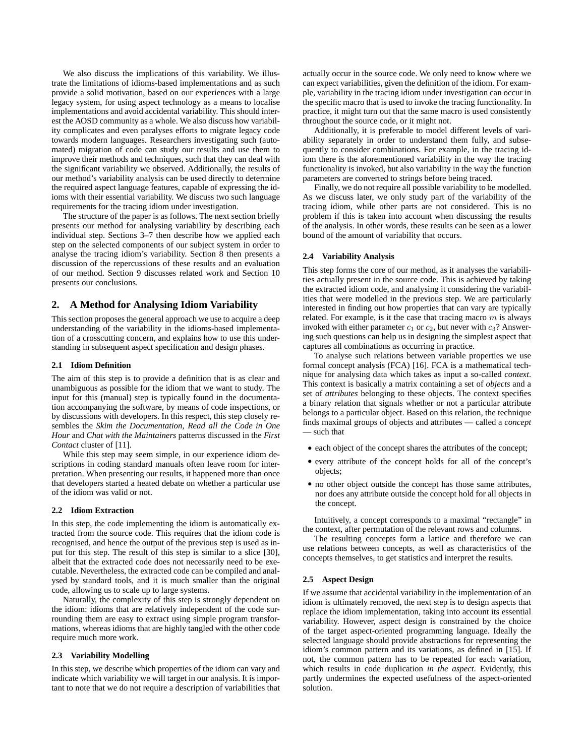We also discuss the implications of this variability. We illustrate the limitations of idioms-based implementations and as such provide a solid motivation, based on our experiences with a large legacy system, for using aspect technology as a means to localise implementations and avoid accidental variability. This should interest the AOSD community as a whole. We also discuss how variability complicates and even paralyses efforts to migrate legacy code towards modern languages. Researchers investigating such (automated) migration of code can study our results and use them to improve their methods and techniques, such that they can deal with the significant variability we observed. Additionally, the results of our method's variability analysis can be used directly to determine the required aspect language features, capable of expressing the idioms with their essential variability. We discuss two such language requirements for the tracing idiom under investigation.

The structure of the paper is as follows. The next section briefly presents our method for analysing variability by describing each individual step. Sections 3–7 then describe how we applied each step on the selected components of our subject system in order to analyse the tracing idiom's variability. Section 8 then presents a discussion of the repercussions of these results and an evaluation of our method. Section 9 discusses related work and Section 10 presents our conclusions.

## 2. A Method for Analysing Idiom Variability

This section proposes the general approach we use to acquire a deep understanding of the variability in the idioms-based implementation of a crosscutting concern, and explains how to use this understanding in subsequent aspect specification and design phases.

### 2.1 Idiom Definition

The aim of this step is to provide a definition that is as clear and unambiguous as possible for the idiom that we want to study. The input for this (manual) step is typically found in the documentation accompanying the software, by means of code inspections, or by discussions with developers. In this respect, this step closely resembles the *Skim the Documentation, Read all the Code in One Hour* and *Chat with the Maintainers* patterns discussed in the *First Contact* cluster of [11].

While this step may seem simple, in our experience idiom descriptions in coding standard manuals often leave room for interpretation. When presenting our results, it happened more than once that developers started a heated debate on whether a particular use of the idiom was valid or not.

### 2.2 Idiom Extraction

In this step, the code implementing the idiom is automatically extracted from the source code. This requires that the idiom code is recognised, and hence the output of the previous step is used as input for this step. The result of this step is similar to a slice [30], albeit that the extracted code does not necessarily need to be executable. Nevertheless, the extracted code can be compiled and analysed by standard tools, and it is much smaller than the original code, allowing us to scale up to large systems.

Naturally, the complexity of this step is strongly dependent on the idiom: idioms that are relatively independent of the code surrounding them are easy to extract using simple program transformations, whereas idioms that are highly tangled with the other code require much more work.

### 2.3 Variability Modelling

In this step, we describe which properties of the idiom can vary and indicate which variability we will target in our analysis. It is important to note that we do not require a description of variabilities that actually occur in the source code. We only need to know where we can expect variabilities, given the definition of the idiom. For example, variability in the tracing idiom under investigation can occur in the specific macro that is used to invoke the tracing functionality. In practice, it might turn out that the same macro is used consistently throughout the source code, or it might not.

Additionally, it is preferable to model different levels of variability separately in order to understand them fully, and subsequently to consider combinations. For example, in the tracing idiom there is the aforementioned variability in the way the tracing functionality is invoked, but also variability in the way the function parameters are converted to strings before being traced.

Finally, we do not require all possible variability to be modelled. As we discuss later, we only study part of the variability of the tracing idiom, while other parts are not considered. This is no problem if this is taken into account when discussing the results of the analysis. In other words, these results can be seen as a lower bound of the amount of variability that occurs.

### 2.4 Variability Analysis

This step forms the core of our method, as it analyses the variabilities actually present in the source code. This is achieved by taking the extracted idiom code, and analysing it considering the variabilities that were modelled in the previous step. We are particularly interested in finding out how properties that can vary are typically related. For example, is it the case that tracing macro $m$ is always invoked with either parameter $c_1$ or $c_2$, but never with $c_3$? Answering such questions can help us in designing the simplest aspect that captures all combinations as occurring in practice.

To analyse such relations between variable properties we use formal concept analysis (FCA) [16]. FCA is a mathematical technique for analysing data which takes as input a so-called *context*. This context is basically a matrix containing a set of *objects* and a set of *attributes* belonging to these objects. The context specifies a binary relation that signals whether or not a particular attribute belongs to a particular object. Based on this relation, the technique finds maximal groups of objects and attributes — called a *concept* — such that

- each object of the concept shares the attributes of the concept;
- every attribute of the concept holds for all of the concept's objects;
- no other object outside the concept has those same attributes, nor does any attribute outside the concept hold for all objects in the concept.

Intuitively, a concept corresponds to a maximal "rectangle" in the context, after permutation of the relevant rows and columns.

The resulting concepts form a lattice and therefore we can use relations between concepts, as well as characteristics of the concepts themselves, to get statistics and interpret the results.

### 2.5 Aspect Design

If we assume that accidental variability in the implementation of an idiom is ultimately removed, the next step is to design aspects that replace the idiom implementation, taking into account its essential variability. However, aspect design is constrained by the choice of the target aspect-oriented programming language. Ideally the selected language should provide abstractions for representing the idiom's common pattern and its variations, as defined in [15]. If not, the common pattern has to be repeated for each variation, which results in code duplication *in the aspect*. Evidently, this partly undermines the expected usefulness of the aspect-oriented solution.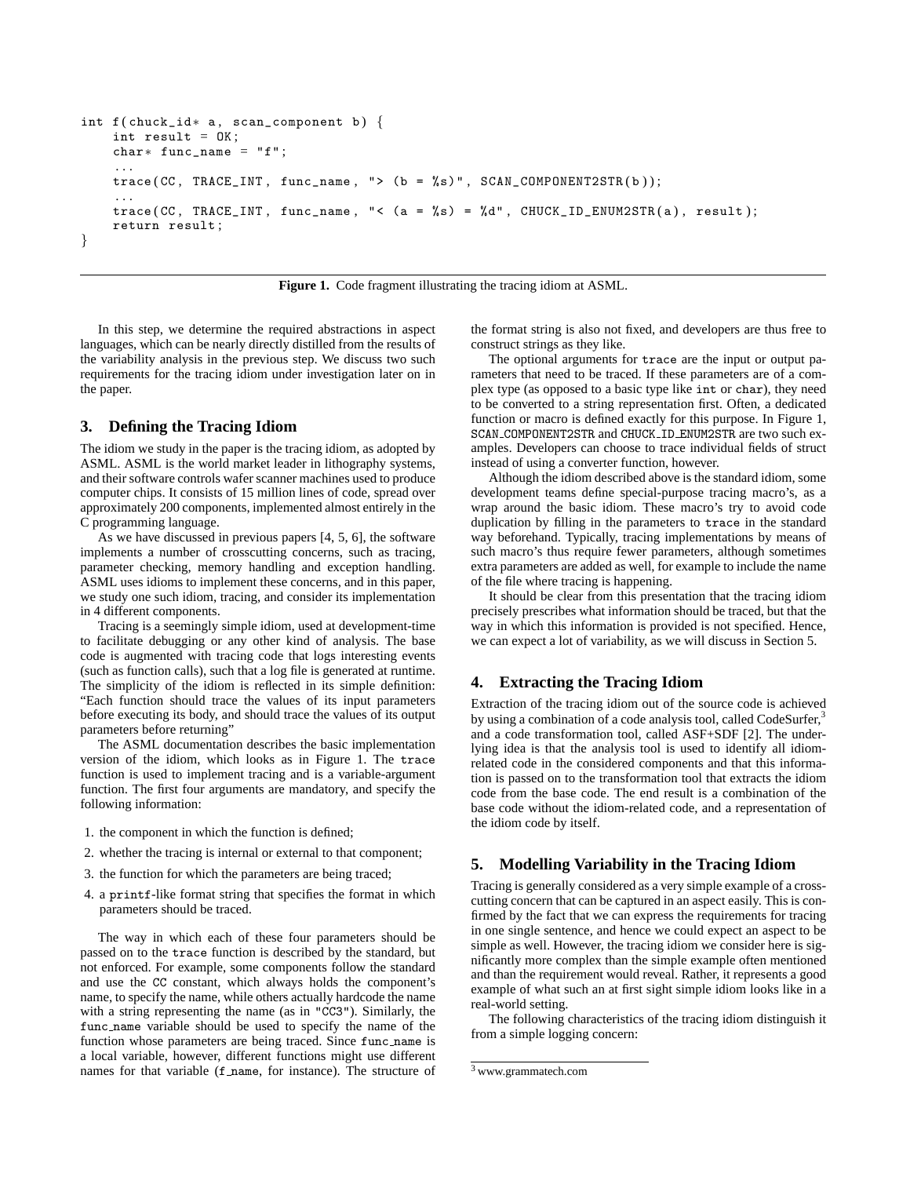```
int f(chuck_id* a, scan_component b) {
    int result = OK;
    char* func_name = "f";
    ...
    trace(CC, TRACE_INT, func_name, "> (b = %s)", SCAN_COMPONENT2STR(b));
    ...
    trace(CC, TRACE_INT, func_name, "< (a = %s) = %d", CHUCK_ID_ENUM2STR(a), result);
    return result;
}
```

**Figure 1.** Code fragment illustrating the tracing idiom at ASML.

In this step, we determine the required abstractions in aspect languages, which can be nearly directly distilled from the results of the variability analysis in the previous step. We discuss two such requirements for the tracing idiom under investigation later on in the paper.

## 3. Defining the Tracing Idiom

The idiom we study in the paper is the tracing idiom, as adopted by ASML. ASML is the world market leader in lithography systems, and their software controls wafer scanner machines used to produce computer chips. It consists of 15 million lines of code, spread over approximately 200 components, implemented almost entirely in the C programming language.

As we have discussed in previous papers [4, 5, 6], the software implements a number of crosscutting concerns, such as tracing, parameter checking, memory handling and exception handling. ASML uses idioms to implement these concerns, and in this paper, we study one such idiom, tracing, and consider its implementation in 4 different components.

Tracing is a seemingly simple idiom, used at development-time to facilitate debugging or any other kind of analysis. The base code is augmented with tracing code that logs interesting events (such as function calls), such that a log file is generated at runtime. The simplicity of the idiom is reflected in its simple definition: "Each function should trace the values of its input parameters before executing its body, and should trace the values of its output parameters before returning"

The ASML documentation describes the basic implementation version of the idiom, which looks as in Figure 1. The `trace` function is used to implement tracing and is a variable-argument function. The first four arguments are mandatory, and specify the following information:

1. the component in which the function is defined;
2. whether the tracing is internal or external to that component;
3. the function for which the parameters are being traced;
4. a `printf`-like format string that specifies the format in which parameters should be traced.

The way in which each of these four parameters should be passed on to the `trace` function is described by the standard, but not enforced. For example, some components follow the standard and use the `CC` constant, which always holds the component's name, to specify the name, while others actually hardcode the name with a string representing the name (as in `"CC3"`). Similarly, the `func_name` variable should be used to specify the name of the function whose parameters are being traced. Since `func_name` is a local variable, however, different functions might use different names for that variable (`f_name`, for instance). The structure of the format string is also not fixed, and developers are thus free to construct strings as they like.

The optional arguments for `trace` are the input or output parameters that need to be traced. If these parameters are of a complex type (as opposed to a basic type like `int` or `char`), they need to be converted to a string representation first. Often, a dedicated function or macro is defined exactly for this purpose. In Figure 1, `SCAN_COMPONENT2STR` and `CHUCK_ID_ENUM2STR` are two such examples. Developers can choose to trace individual fields of struct instead of using a converter function, however.

Although the idiom described above is the standard idiom, some development teams define special-purpose tracing macro's, as a wrap around the basic idiom. These macro's try to avoid code duplication by filling in the parameters to `trace` in the standard way beforehand. Typically, tracing implementations by means of such macro's thus require fewer parameters, although sometimes extra parameters are added as well, for example to include the name of the file where tracing is happening.

It should be clear from this presentation that the tracing idiom precisely prescribes what information should be traced, but that the way in which this information is provided is not specified. Hence, we can expect a lot of variability, as we will discuss in Section 5.

## 4. Extracting the Tracing Idiom

Extraction of the tracing idiom out of the source code is achieved by using a combination of a code analysis tool, called CodeSurfer,[3] and a code transformation tool, called ASF+SDF [2]. The underlying idea is that the analysis tool is used to identify all idiom-related code in the considered components and that this information is passed on to the transformation tool that extracts the idiom code from the base code. The end result is a combination of the base code without the idiom-related code, and a representation of the idiom code by itself.

## 5. Modelling Variability in the Tracing Idiom

Tracing is generally considered as a very simple example of a crosscutting concern that can be captured in an aspect easily. This is confirmed by the fact that we can express the requirements for tracing in one single sentence, and hence we could expect an aspect to be simple as well. However, the tracing idiom we consider here is significantly more complex than the simple example often mentioned and than the requirement would reveal. Rather, it represents a good example of what such an at first sight simple idiom looks like in a real-world setting.

The following characteristics of the tracing idiom distinguish it from a simple logging concern:

[3] www.grammatech.com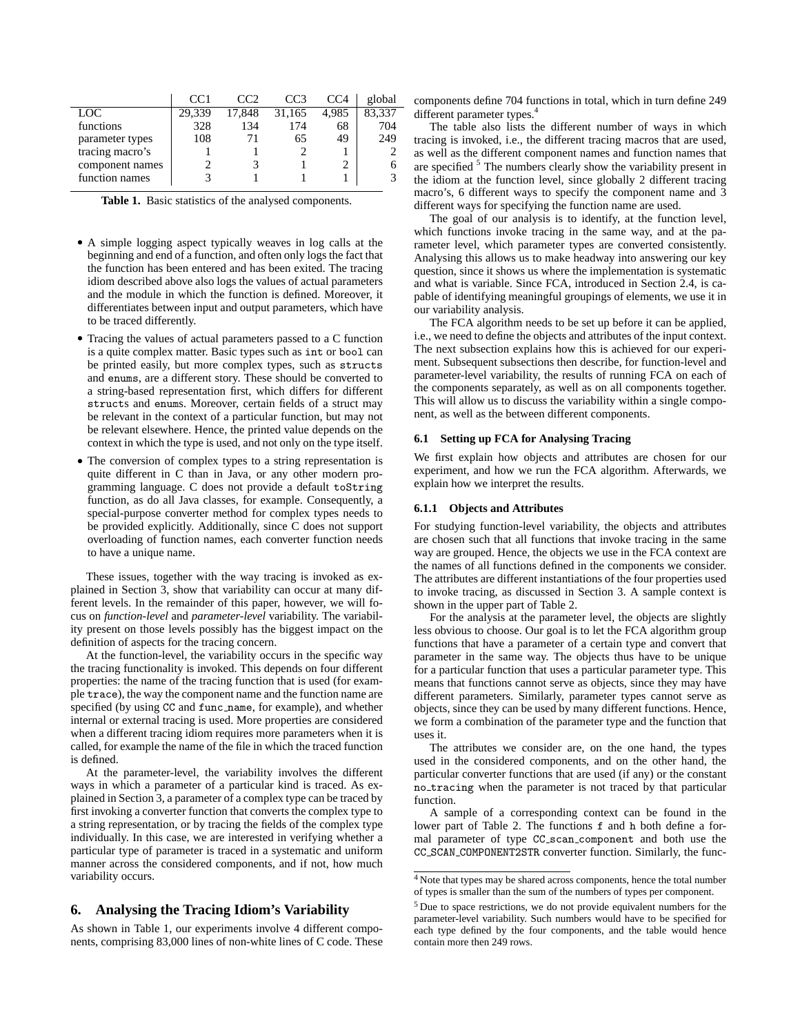|  | CC1 | CC2 | CC3 | CC4 | global |
|---|---|---|---|---|---|
| LOC | 29,339 | 17,848 | 31,165 | 4,985 | 83,337 |
| functions | 328 | 134 | 174 | 68 | 704 |
| parameter types | 108 | 71 | 65 | 49 | 249 |
| tracing macro's | 1 | 1 | 2 | 1 | 2 |
| component names | 2 | 3 | 1 | 2 | 6 |
| function names | 3 | 1 | 1 | 1 | 3 |

**Table 1.** Basic statistics of the analysed components.

- A simple logging aspect typically weaves in log calls at the beginning and end of a function, and often only logs the fact that the function has been entered and has been exited. The tracing idiom described above also logs the values of actual parameters and the module in which the function is defined. Moreover, it differentiates between input and output parameters, which have to be traced differently.
- Tracing the values of actual parameters passed to a C function is a quite complex matter. Basic types such as `int` or `bool` can be printed easily, but more complex types, such as `structs` and `enums`, are a different story. These should be converted to a string-based representation first, which differs for different `structs` and `enums`. Moreover, certain fields of a struct may be relevant in the context of a particular function, but may not be relevant elsewhere. Hence, the printed value depends on the context in which the type is used, and not only on the type itself.
- The conversion of complex types to a string representation is quite different in C than in Java, or any other modern programming language. C does not provide a default `toString` function, as do all Java classes, for example. Consequently, a special-purpose converter method for complex types needs to be provided explicitly. Additionally, since C does not support overloading of function names, each converter function needs to have a unique name.

These issues, together with the way tracing is invoked as explained in Section 3, show that variability can occur at many different levels. In the remainder of this paper, however, we will focus on *function-level* and *parameter-level* variability. The variability present on those levels possibly has the biggest impact on the definition of aspects for the tracing concern.

At the function-level, the variability occurs in the specific way the tracing functionality is invoked. This depends on four different properties: the name of the tracing function that is used (for example `trace`), the way the component name and the function name are specified (by using `CC` and `func_name`, for example), and whether internal or external tracing is used. More properties are considered when a different tracing idiom requires more parameters when it is called, for example the name of the file in which the traced function is defined.

At the parameter-level, the variability involves the different ways in which a parameter of a particular kind is traced. As explained in Section 3, a parameter of a complex type can be traced by first invoking a converter function that converts the complex type to a string representation, or by tracing the fields of the complex type individually. In this case, we are interested in verifying whether a particular type of parameter is traced in a systematic and uniform manner across the considered components, and if not, how much variability occurs.

## 6. Analysing the Tracing Idiom's Variability

As shown in Table 1, our experiments involve 4 different components, comprising 83,000 lines of non-white lines of C code. These components define 704 functions in total, which in turn define 249 different parameter types.[4]

The table also lists the different number of ways in which tracing is invoked, i.e., the different tracing macros that are used, as well as the different component names and function names that are specified [5] The numbers clearly show the variability present in the idiom at the function level, since globally 2 different tracing macro's, 6 different ways to specify the component name and 3 different ways for specifying the function name are used.

The goal of our analysis is to identify, at the function level, which functions invoke tracing in the same way, and at the parameter level, which parameter types are converted consistently. Analysing this allows us to make headway into answering our key question, since it shows us where the implementation is systematic and what is variable. Since FCA, introduced in Section 2.4, is capable of identifying meaningful groupings of elements, we use it in our variability analysis.

The FCA algorithm needs to be set up before it can be applied, i.e., we need to define the objects and attributes of the input context. The next subsection explains how this is achieved for our experiment. Subsequent subsections then describe, for function-level and parameter-level variability, the results of running FCA on each of the components separately, as well as on all components together. This will allow us to discuss the variability within a single component, as well as the between different components.

### 6.1 Setting up FCA for Analysing Tracing

We first explain how objects and attributes are chosen for our experiment, and how we run the FCA algorithm. Afterwards, we explain how we interpret the results.

#### 6.1.1 Objects and Attributes

For studying function-level variability, the objects and attributes are chosen such that all functions that invoke tracing in the same way are grouped. Hence, the objects we use in the FCA context are the names of all functions defined in the components we consider. The attributes are different instantiations of the four properties used to invoke tracing, as discussed in Section 3. A sample context is shown in the upper part of Table 2.

For the analysis at the parameter level, the objects are slightly less obvious to choose. Our goal is to let the FCA algorithm group functions that have a parameter of a certain type and convert that parameter in the same way. The objects thus have to be unique for a particular function that uses a particular parameter type. This means that functions cannot serve as objects, since they may have different parameters. Similarly, parameter types cannot serve as objects, since they can be used by many different functions. Hence, we form a combination of the parameter type and the function that uses it.

The attributes we consider are, on the one hand, the types used in the considered components, and on the other hand, the particular converter functions that are used (if any) or the constant `no_tracing` when the parameter is not traced by that particular function.

A sample of a corresponding context can be found in the lower part of Table 2. The functions `f` and `h` both define a formal parameter of type `CC_scan_component` and both use the `CC_SCAN_COMPONENT2STR` converter function. Similarly, the func-

[4] Note that types may be shared across components, hence the total number of types is smaller than the sum of the numbers of types per component.

[5] Due to space restrictions, we do not provide equivalent numbers for the parameter-level variability. Such numbers would have to be specified for each type defined by the four components, and the table would hence contain more then 249 rows.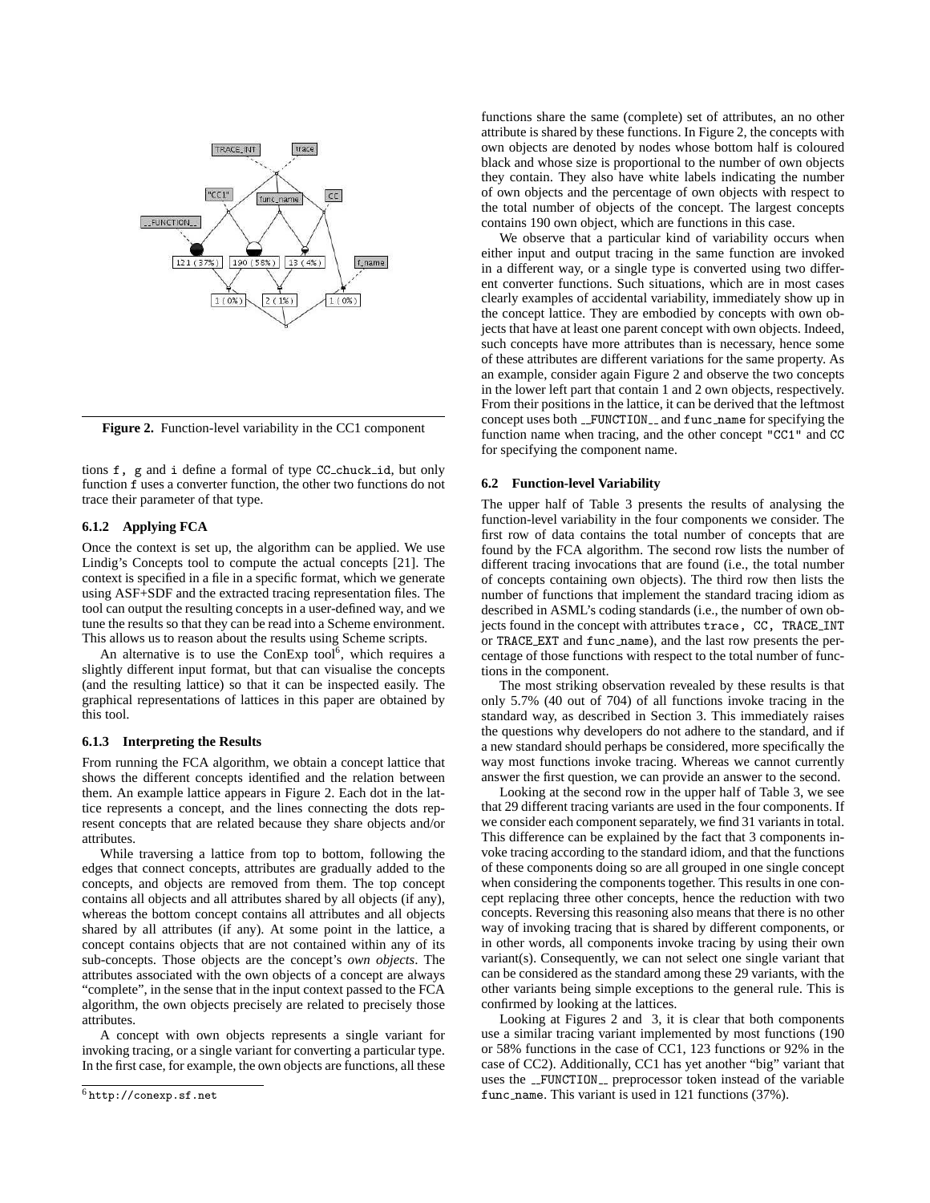TRACE_INT

trace

"CC1"

func_name

CC

__FUNCTION__

121 (37%)

190 (58%)

13 (4%)

f_name

1 (0%)

2 (1%)

1 (0%)

**Figure 2.** Function-level variability in the CC1 component

tions f, g and i define a formal of type CC_chuck_id, but only function f uses a converter function, the other two functions do not trace their parameter of that type.

#### 6.1.2 Applying FCA

Once the context is set up, the algorithm can be applied. We use Lindig's Concepts tool to compute the actual concepts [21]. The context is specified in a file in a specific format, which we generate using ASF+SDF and the extracted tracing representation files. The tool can output the resulting concepts in a user-defined way, and we tune the results so that they can be read into a Scheme environment. This allows us to reason about the results using Scheme scripts.

An alternative is to use the ConExp tool[6], which requires a slightly different input format, but that can visualise the concepts (and the resulting lattice) so that it can be inspected easily. The graphical representations of lattices in this paper are obtained by this tool.

#### 6.1.3 Interpreting the Results

From running the FCA algorithm, we obtain a concept lattice that shows the different concepts identified and the relation between them. An example lattice appears in Figure 2. Each dot in the lattice represents a concept, and the lines connecting the dots represent concepts that are related because they share objects and/or attributes.

While traversing a lattice from top to bottom, following the edges that connect concepts, attributes are gradually added to the concepts, and objects are removed from them. The top concept contains all objects and all attributes shared by all objects (if any), whereas the bottom concept contains all attributes and all objects shared by all attributes (if any). At some point in the lattice, a concept contains objects that are not contained within any of its sub-concepts. Those objects are the concept's *own objects*. The attributes associated with the own objects of a concept are always "complete", in the sense that in the input context passed to the FCA algorithm, the own objects precisely are related to precisely those attributes.

A concept with own objects represents a single variant for invoking tracing, or a single variant for converting a particular type. In the first case, for example, the own objects are functions, all these functions share the same (complete) set of attributes, an no other attribute is shared by these functions. In Figure 2, the concepts with own objects are denoted by nodes whose bottom half is coloured black and whose size is proportional to the number of own objects they contain. They also have white labels indicating the number of own objects and the percentage of own objects with respect to the total number of objects of the concept. The largest concepts contains 190 own object, which are functions in this case.

We observe that a particular kind of variability occurs when either input and output tracing in the same function are invoked in a different way, or a single type is converted using two different converter functions. Such situations, which are in most cases clearly examples of accidental variability, immediately show up in the concept lattice. They are embodied by concepts with own objects that have at least one parent concept with own objects. Indeed, such concepts have more attributes than is necessary, hence some of these attributes are different variations for the same property. As an example, consider again Figure 2 and observe the two concepts in the lower left part that contain 1 and 2 own objects, respectively. From their positions in the lattice, it can be derived that the leftmost concept uses both __FUNCTION__ and func_name for specifying the function name when tracing, and the other concept "CC1" and CC for specifying the component name.

### 6.2 Function-level Variability

The upper half of Table 3 presents the results of analysing the function-level variability in the four components we consider. The first row of data contains the total number of concepts that are found by the FCA algorithm. The second row lists the number of different tracing invocations that are found (i.e., the total number of concepts containing own objects). The third row then lists the number of functions that implement the standard tracing idiom as described in ASML's coding standards (i.e., the number of own objects found in the concept with attributes trace, CC, TRACE_INT or TRACE_EXT and func_name), and the last row presents the percentage of those functions with respect to the total number of functions in the component.

The most striking observation revealed by these results is that only 5.7% (40 out of 704) of all functions invoke tracing in the standard way, as described in Section 3. This immediately raises the questions why developers do not adhere to the standard, and if a new standard should perhaps be considered, more specifically the way most functions invoke tracing. Whereas we cannot currently answer the first question, we can provide an answer to the second.

Looking at the second row in the upper half of Table 3, we see that 29 different tracing variants are used in the four components. If we consider each component separately, we find 31 variants in total. This difference can be explained by the fact that 3 components invoke tracing according to the standard idiom, and that the functions of these components doing so are all grouped in one single concept when considering the components together. This results in one concept replacing three other concepts, hence the reduction with two concepts. Reversing this reasoning also means that there is no other way of invoking tracing that is shared by different components, or in other words, all components invoke tracing by using their own variant(s). Consequently, we can not select one single variant that can be considered as the standard among these 29 variants, with the other variants being simple exceptions to the general rule. This is confirmed by looking at the lattices.

Looking at Figures 2 and 3, it is clear that both components use a similar tracing variant implemented by most functions (190 or 58% functions in the case of CC1, 123 functions or 92% in the case of CC2). Additionally, CC1 has yet another "big" variant that uses the __FUNCTION__ preprocessor token instead of the variable func_name. This variant is used in 121 functions (37%).

[6] http://conexp.sf.net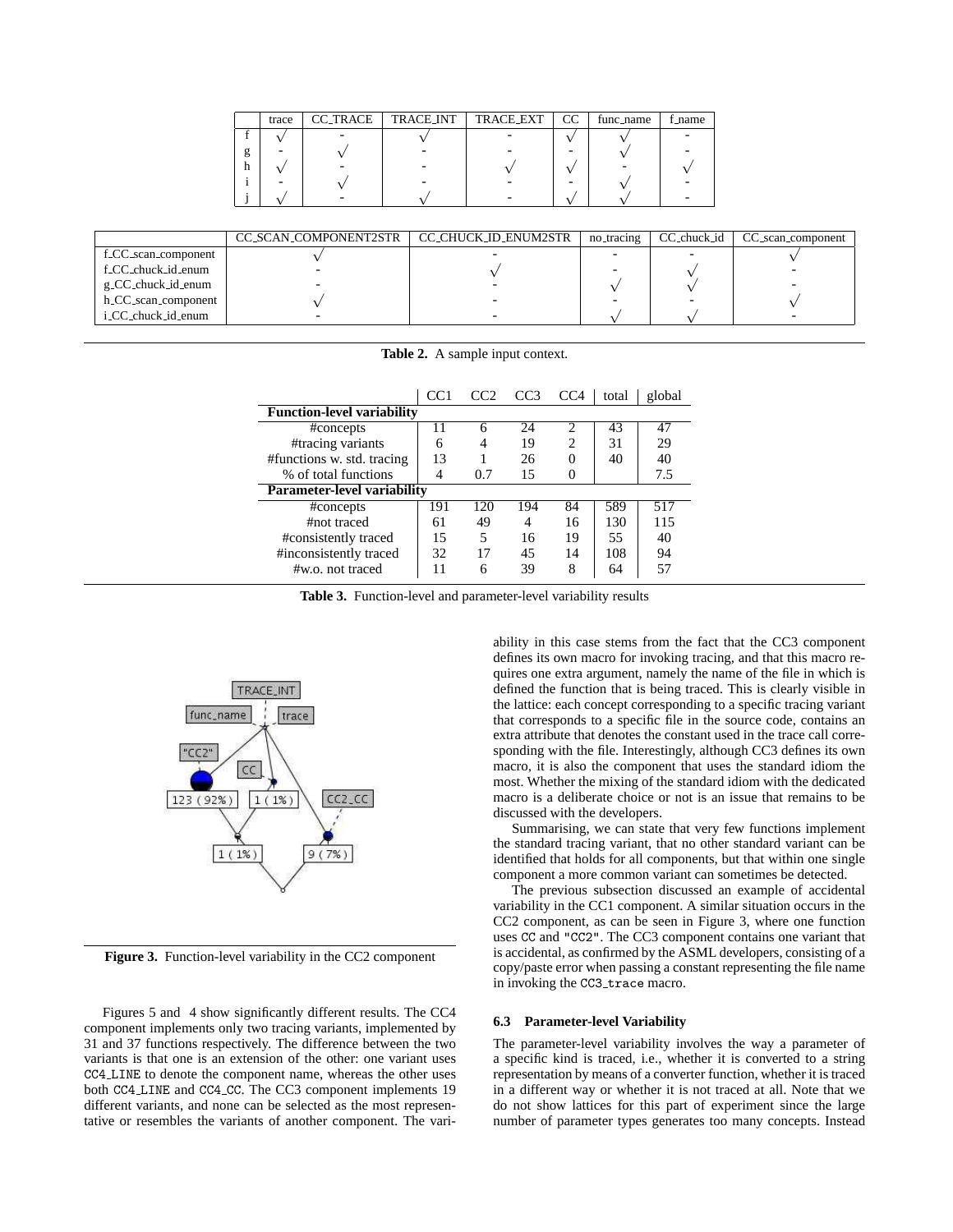|   | trace | CC_TRACE | TRACE_INT | TRACE_EXT | CC | func_name | f_name |
|---|---|---|---|---|---|---|---|
| f | √ | - | √ | - | √ | √ | - |
| g | - | √ | - | - | - | √ | - |
| h | √ | - | - | √ | √ | - | √ |
| i | - | √ | - | - | - | √ | - |
| j | √ | - | √ | - | √ | √ | - |

|   | CC_SCAN_COMPONENT2STR | CC_CHUCK_ID_ENUM2STR | no_tracing | CC_chuck_id | CC_scan_component |
|---|---|---|---|---|---|
| f_CC_scan_component | √ | - | - | - | √ |
| f_CC_chuck_id_enum | - | √ | - | √ | - |
| g_CC_chuck_id_enum | - | - | √ | √ | - |
| h_CC_scan_component | √ | - | - | - | √ |
| i_CC_chuck_id_enum | - | - | √ | √ | - |

**Table 2.** A sample input context.

|   | CC1 | CC2 | CC3 | CC4 | total | global |
|---|---|---|---|---|---|---|
| **Function-level variability** | | | | | | |
| #concepts | 11 | 6 | 24 | 2 | 43 | 47 |
| #tracing variants | 6 | 4 | 19 | 2 | 31 | 29 |
| #functions w. std. tracing | 13 | 1 | 26 | 0 | 40 | 40 |
| % of total functions | 4 | 0.7 | 15 | 0 | | 7.5 |
| **Parameter-level variability** | | | | | | |
| #concepts | 191 | 120 | 194 | 84 | 589 | 517 |
| #not traced | 61 | 49 | 4 | 16 | 130 | 115 |
| #consistently traced | 15 | 5 | 16 | 19 | 55 | 40 |
| #inconsistently traced | 32 | 17 | 45 | 14 | 108 | 94 |
| #w.o. not traced | 11 | 6 | 39 | 8 | 64 | 57 |

**Table 3.** Function-level and parameter-level variability results

**Figure 3.** Function-level variability in the CC2 component

Figures 5 and 4 show significantly different results. The CC4 component implements only two tracing variants, implemented by 31 and 37 functions respectively. The difference between the two variants is that one is an extension of the other: one variant uses CC4_LINE to denote the component name, whereas the other uses both CC4_LINE and CC4_CC. The CC3 component implements 19 different variants, and none can be selected as the most representative or resembles the variants of another component. The variability in this case stems from the fact that the CC3 component defines its own macro for invoking tracing, and that this macro requires one extra argument, namely the name of the file in which is defined the function that is being traced. This is clearly visible in the lattice: each concept corresponding to a specific tracing variant that corresponds to a specific file in the source code, contains an extra attribute that denotes the constant used in the trace call corresponding with the file. Interestingly, although CC3 defines its own macro, it is also the component that uses the standard idiom the most. Whether the mixing of the standard idiom with the dedicated macro is a deliberate choice or not is an issue that remains to be discussed with the developers.

Summarising, we can state that very few functions implement the standard tracing variant, that no other standard variant can be identified that holds for all components, but that within one single component a more common variant can sometimes be detected.

The previous subsection discussed an example of accidental variability in the CC1 component. A similar situation occurs in the CC2 component, as can be seen in Figure 3, where one function uses CC and "CC2". The CC3 component contains one variant that is accidental, as confirmed by the ASML developers, consisting of a copy/paste error when passing a constant representing the file name in invoking the CC3_trace macro.

### 6.3 Parameter-level Variability

The parameter-level variability involves the way a parameter of a specific kind is traced, i.e., whether it is converted to a string representation by means of a converter function, whether it is traced in a different way or whether it is not traced at all. Note that we do not show lattices for this part of experiment since the large number of parameter types generates too many concepts. Instead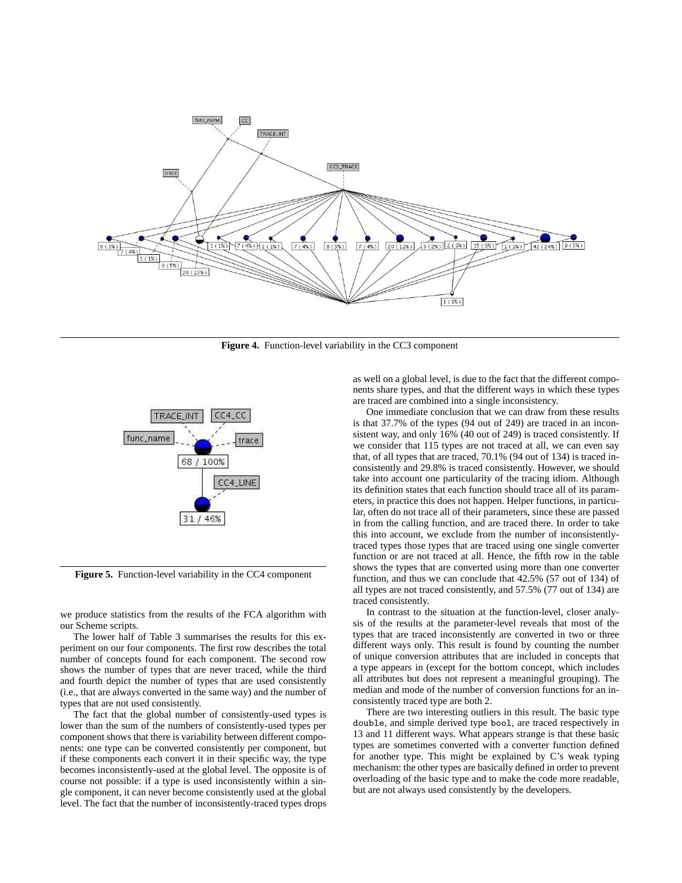**Figure 4.** Function-level variability in the CC3 component

**Figure 5.** Function-level variability in the CC4 component

we produce statistics from the results of the FCA algorithm with our Scheme scripts.

The lower half of Table 3 summarises the results for this experiment on our four components. The first row describes the total number of concepts found for each component. The second row shows the number of types that are never traced, while the third and fourth depict the number of types that are used consistently (i.e., that are always converted in the same way) and the number of types that are not used consistently.

The fact that the global number of consistently-used types is lower than the sum of the numbers of consistently-used types per component shows that there is variability between different components: one type can be converted consistently per component, but if these components each convert it in their specific way, the type becomes inconsistently-used at the global level. The opposite is of course not possible: if a type is used inconsistently within a single component, it can never become consistently used at the global level. The fact that the number of inconsistently-traced types drops as well on a global level, is due to the fact that the different components share types, and that the different ways in which these types are traced are combined into a single inconsistency.

One immediate conclusion that we can draw from these results is that 37.7% of the types (94 out of 249) are traced in an inconsistent way, and only 16% (40 out of 249) is traced consistently. If we consider that 115 types are not traced at all, we can even say that, of all types that are traced, 70.1% (94 out of 134) is traced inconsistently and 29.8% is traced consistently. However, we should take into account one particularity of the tracing idiom. Although its definition states that each function should trace all of its parameters, in practice this does not happen. Helper functions, in particular, often do not trace all of their parameters, since these are passed in from the calling function, and are traced there. In order to take this into account, we exclude from the number of inconsistently-traced types those types that are traced using one single converter function or are not traced at all. Hence, the fifth row in the table shows the types that are converted using more than one converter function, and thus we can conclude that 42.5% (57 out of 134) of all types are not traced consistently, and 57.5% (77 out of 134) are traced consistently.

In contrast to the situation at the function-level, closer analysis of the results at the parameter-level reveals that most of the types that are traced inconsistently are converted in two or three different ways only. This result is found by counting the number of unique conversion attributes that are included in concepts that a type appears in (except for the bottom concept, which includes all attributes but does not represent a meaningful grouping). The median and mode of the number of conversion functions for an inconsistently traced type are both 2.

There are two interesting outliers in this result. The basic type `double`, and simple derived type `bool`, are traced respectively in 13 and 11 different ways. What appears strange is that these basic types are sometimes converted with a converter function defined for another type. This might be explained by C's weak typing mechanism: the other types are basically defined in order to prevent overloading of the basic type and to make the code more readable, but are not always used consistently by the developers.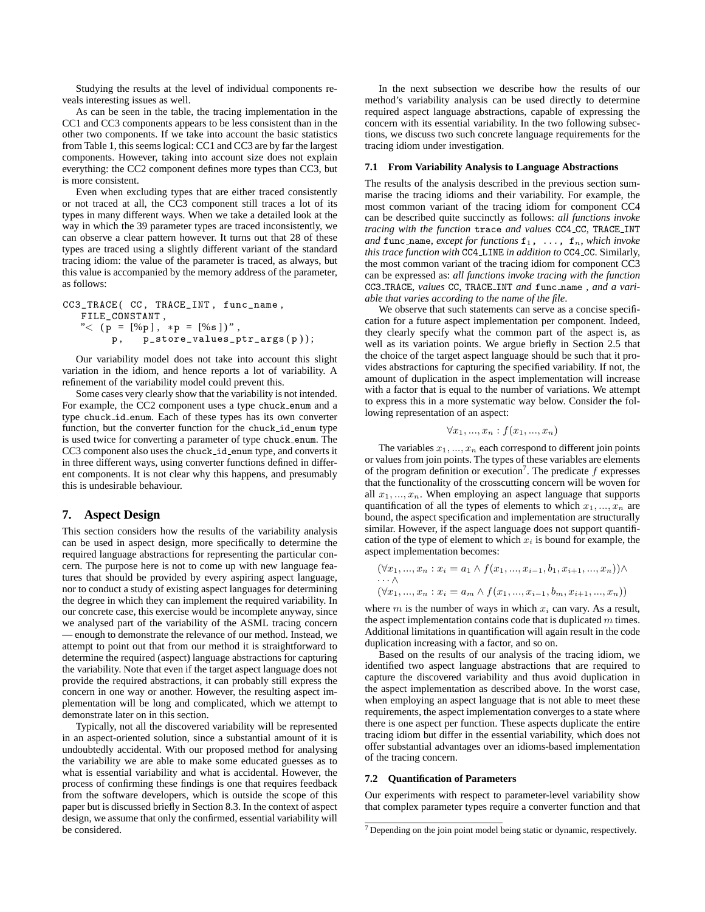Studying the results at the level of individual components reveals interesting issues as well.

As can be seen in the table, the tracing implementation in the CC1 and CC3 components appears to be less consistent than in the other two components. If we take into account the basic statistics from Table 1, this seems logical: CC1 and CC3 are by far the largest components. However, taking into account size does not explain everything: the CC2 component defines more types than CC3, but is more consistent.

Even when excluding types that are either traced consistently or not traced at all, the CC3 component still traces a lot of its types in many different ways. When we take a detailed look at the way in which the 39 parameter types are traced inconsistently, we can observe a clear pattern however. It turns out that 28 of these types are traced using a slightly different variant of the standard tracing idiom: the value of the parameter is traced, as always, but this value is accompanied by the memory address of the parameter, as follows:

```
CC3_TRACE( CC, TRACE_INT, func_name,
    FILE_CONSTANT,
    "< (p = [%p], *p = [%s])",
        p,   p_store_values_ptr_args(p));
```

Our variability model does not take into account this slight variation in the idiom, and hence reports a lot of variability. A refinement of the variability model could prevent this.

Some cases very clearly show that the variability is not intended. For example, the CC2 component uses a type chuck_enum and a type chuck_id_enum. Each of these types has its own converter function, but the converter function for the chuck_id_enum type is used twice for converting a parameter of type chuck_enum. The CC3 component also uses the chuck_id_enum type, and converts it in three different ways, using converter functions defined in different components. It is not clear why this happens, and presumably this is undesirable behaviour.

## 7. Aspect Design

This section considers how the results of the variability analysis can be used in aspect design, more specifically to determine the required language abstractions for representing the particular concern. The purpose here is not to come up with new language features that should be provided by every aspiring aspect language, nor to conduct a study of existing aspect languages for determining the degree in which they can implement the required variability. In our concrete case, this exercise would be incomplete anyway, since we analysed part of the variability of the ASML tracing concern — enough to demonstrate the relevance of our method. Instead, we attempt to point out that from our method it is straightforward to determine the required (aspect) language abstractions for capturing the variability. Note that even if the target aspect language does not provide the required abstractions, it can probably still express the concern in one way or another. However, the resulting aspect implementation will be long and complicated, which we attempt to demonstrate later on in this section.

Typically, not all the discovered variability will be represented in an aspect-oriented solution, since a substantial amount of it is undoubtedly accidental. With our proposed method for analysing the variability we are able to make some educated guesses as to what is essential variability and what is accidental. However, the process of confirming these findings is one that requires feedback from the software developers, which is outside the scope of this paper but is discussed briefly in Section 8.3. In the context of aspect design, we assume that only the confirmed, essential variability will be considered.

In the next subsection we describe how the results of our method's variability analysis can be used directly to determine required aspect language abstractions, capable of expressing the concern with its essential variability. In the two following subsections, we discuss two such concrete language requirements for the tracing idiom under investigation.

### 7.1 From Variability Analysis to Language Abstractions

The results of the analysis described in the previous section summarise the tracing idioms and their variability. For example, the most common variant of the tracing idiom for component CC4 can be described quite succinctly as follows: *all functions invoke tracing with the function* trace *and values* CC4_CC, TRACE_INT *and* func_name*, except for functions* $f_1, \ldots, f_n$*, which invoke this trace function with* CC4_LINE *in addition to* CC4_CC. Similarly, the most common variant of the tracing idiom for component CC3 can be expressed as: *all functions invoke tracing with the function* CC3_TRACE*, values* CC, TRACE_INT *and* func_name *, and a variable that varies according to the name of the file*.

We observe that such statements can serve as a concise specification for a future aspect implementation per component. Indeed, they clearly specify what the common part of the aspect is, as well as its variation points. We argue briefly in Section 2.5 that the choice of the target aspect language should be such that it provides abstractions for capturing the specified variability. If not, the amount of duplication in the aspect implementation will increase with a factor that is equal to the number of variations. We attempt to express this in a more systematic way below. Consider the following representation of an aspect:

$$\forall x_1, ..., x_n : f(x_1, ..., x_n)$$

The variables $x_1, ..., x_n$ each correspond to different join points or values from join points. The types of these variables are elements of the program definition or execution[7]. The predicate $f$ expresses that the functionality of the crosscutting concern will be woven for all $x_1, ..., x_n$. When employing an aspect language that supports quantification of all the types of elements to which $x_1, ..., x_n$ are bound, the aspect specification and implementation are structurally similar. However, if the aspect language does not support quantification of the type of element to which $x_i$ is bound for example, the aspect implementation becomes:

$$(\forall x_1, ..., x_n : x_i = a_1 \wedge f(x_1, ..., x_{i-1}, b_1, x_{i+1}, ..., x_n)) \wedge$$
$$\cdots \wedge$$
$$(\forall x_1, ..., x_n : x_i = a_m \wedge f(x_1, ..., x_{i-1}, b_m, x_{i+1}, ..., x_n))$$

where $m$ is the number of ways in which $x_i$ can vary. As a result, the aspect implementation contains code that is duplicated $m$ times. Additional limitations in quantification will again result in the code duplication increasing with a factor, and so on.

Based on the results of our analysis of the tracing idiom, we identified two aspect language abstractions that are required to capture the discovered variability and thus avoid duplication in the aspect implementation as described above. In the worst case, when employing an aspect language that is not able to meet these requirements, the aspect implementation converges to a state where there is one aspect per function. These aspects duplicate the entire tracing idiom but differ in the essential variability, which does not offer substantial advantages over an idioms-based implementation of the tracing concern.

### 7.2 Quantification of Parameters

Our experiments with respect to parameter-level variability show that complex parameter types require a converter function and that

[7] Depending on the join point model being static or dynamic, respectively.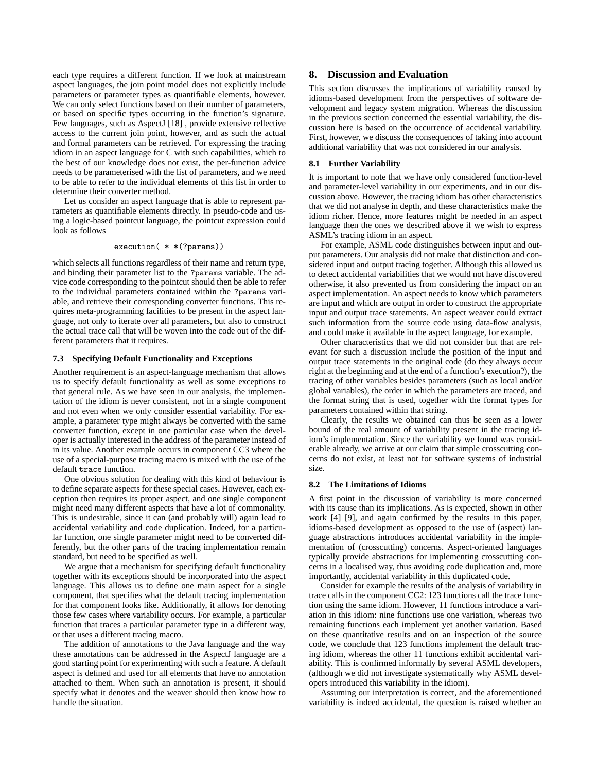each type requires a different function. If we look at mainstream aspect languages, the join point model does not explicitly include parameters or parameter types as quantifiable elements, however. We can only select functions based on their number of parameters, or based on specific types occurring in the function's signature. Few languages, such as AspectJ [18] , provide extensive reflective access to the current join point, however, and as such the actual and formal parameters can be retrieved. For expressing the tracing idiom in an aspect language for C with such capabilities, which to the best of our knowledge does not exist, the per-function advice needs to be parameterised with the list of parameters, and we need to be able to refer to the individual elements of this list in order to determine their converter method.

Let us consider an aspect language that is able to represent parameters as quantifiable elements directly. In pseudo-code and using a logic-based pointcut language, the pointcut expression could look as follows

```
execution( * *(?params))
```

which selects all functions regardless of their name and return type, and binding their parameter list to the `?params` variable. The advice code corresponding to the pointcut should then be able to refer to the individual parameters contained within the `?params` variable, and retrieve their corresponding converter functions. This requires meta-programming facilities to be present in the aspect language, not only to iterate over all parameters, but also to construct the actual trace call that will be woven into the code out of the different parameters that it requires.

### 7.3 Specifying Default Functionality and Exceptions

Another requirement is an aspect-language mechanism that allows us to specify default functionality as well as some exceptions to that general rule. As we have seen in our analysis, the implementation of the idiom is never consistent, not in a single component and not even when we only consider essential variability. For example, a parameter type might always be converted with the same converter function, except in one particular case when the developer is actually interested in the address of the parameter instead of in its value. Another example occurs in component CC3 where the use of a special-purpose tracing macro is mixed with the use of the default `trace` function.

One obvious solution for dealing with this kind of behaviour is to define separate aspects for these special cases. However, each exception then requires its proper aspect, and one single component might need many different aspects that have a lot of commonality. This is undesirable, since it can (and probably will) again lead to accidental variability and code duplication. Indeed, for a particular function, one single parameter might need to be converted differently, but the other parts of the tracing implementation remain standard, but need to be specified as well.

We argue that a mechanism for specifying default functionality together with its exceptions should be incorporated into the aspect language. This allows us to define one main aspect for a single component, that specifies what the default tracing implementation for that component looks like. Additionally, it allows for denoting those few cases where variability occurs. For example, a particular function that traces a particular parameter type in a different way, or that uses a different tracing macro.

The addition of annotations to the Java language and the way these annotations can be addressed in the AspectJ language are a good starting point for experimenting with such a feature. A default aspect is defined and used for all elements that have no annotation attached to them. When such an annotation is present, it should specify what it denotes and the weaver should then know how to handle the situation.

## 8. Discussion and Evaluation

This section discusses the implications of variability caused by idioms-based development from the perspectives of software development and legacy system migration. Whereas the discussion in the previous section concerned the essential variability, the discussion here is based on the occurrence of accidental variability. First, however, we discuss the consequences of taking into account additional variability that was not considered in our analysis.

### 8.1 Further Variability

It is important to note that we have only considered function-level and parameter-level variability in our experiments, and in our discussion above. However, the tracing idiom has other characteristics that we did not analyse in depth, and these characteristics make the idiom richer. Hence, more features might be needed in an aspect language then the ones we described above if we wish to express ASML's tracing idiom in an aspect.

For example, ASML code distinguishes between input and output parameters. Our analysis did not make that distinction and considered input and output tracing together. Although this allowed us to detect accidental variabilities that we would not have discovered otherwise, it also prevented us from considering the impact on an aspect implementation. An aspect needs to know which parameters are input and which are output in order to construct the appropriate input and output trace statements. An aspect weaver could extract such information from the source code using data-flow analysis, and could make it available in the aspect language, for example.

Other characteristics that we did not consider but that are relevant for such a discussion include the position of the input and output trace statements in the original code (do they always occur right at the beginning and at the end of a function's execution?), the tracing of other variables besides parameters (such as local and/or global variables), the order in which the parameters are traced, and the format string that is used, together with the format types for parameters contained within that string.

Clearly, the results we obtained can thus be seen as a lower bound of the real amount of variability present in the tracing idiom's implementation. Since the variability we found was considerable already, we arrive at our claim that simple crosscutting concerns do not exist, at least not for software systems of industrial size.

### 8.2 The Limitations of Idioms

A first point in the discussion of variability is more concerned with its cause than its implications. As is expected, shown in other work [4] [9], and again confirmed by the results in this paper, idioms-based development as opposed to the use of (aspect) language abstractions introduces accidental variability in the implementation of (crosscutting) concerns. Aspect-oriented languages typically provide abstractions for implementing crosscutting concerns in a localised way, thus avoiding code duplication and, more importantly, accidental variability in this duplicated code.

Consider for example the results of the analysis of variability in trace calls in the component CC2: 123 functions call the trace function using the same idiom. However, 11 functions introduce a variation in this idiom: nine functions use one variation, whereas two remaining functions each implement yet another variation. Based on these quantitative results and on an inspection of the source code, we conclude that 123 functions implement the default tracing idiom, whereas the other 11 functions exhibit accidental variability. This is confirmed informally by several ASML developers, (although we did not investigate systematically why ASML developers introduced this variability in the idiom).

Assuming our interpretation is correct, and the aforementioned variability is indeed accidental, the question is raised whether an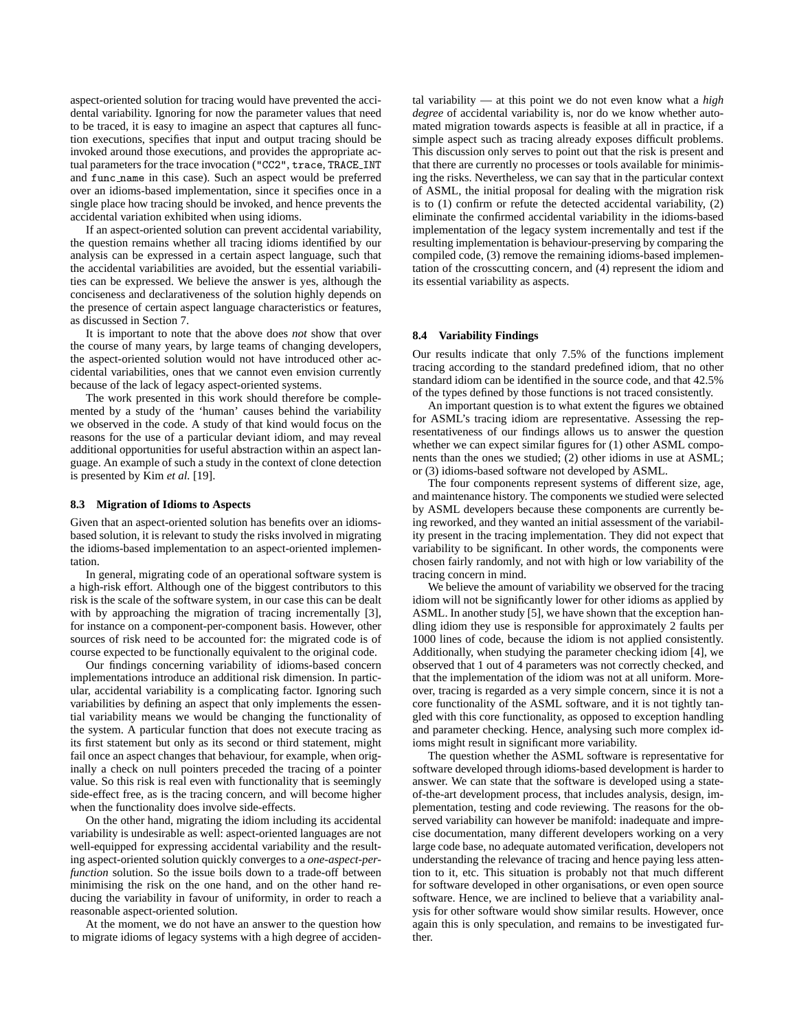aspect-oriented solution for tracing would have prevented the accidental variability. Ignoring for now the parameter values that need to be traced, it is easy to imagine an aspect that captures all function executions, specifies that input and output tracing should be invoked around those executions, and provides the appropriate actual parameters for the trace invocation (`"CC2"`, `trace`, `TRACE_INT` and `func_name` in this case). Such an aspect would be preferred over an idioms-based implementation, since it specifies once in a single place how tracing should be invoked, and hence prevents the accidental variation exhibited when using idioms.

If an aspect-oriented solution can prevent accidental variability, the question remains whether all tracing idioms identified by our analysis can be expressed in a certain aspect language, such that the accidental variabilities are avoided, but the essential variabilities can be expressed. We believe the answer is yes, although the conciseness and declarativeness of the solution highly depends on the presence of certain aspect language characteristics or features, as discussed in Section 7.

It is important to note that the above does *not* show that over the course of many years, by large teams of changing developers, the aspect-oriented solution would not have introduced other accidental variabilities, ones that we cannot even envision currently because of the lack of legacy aspect-oriented systems.

The work presented in this work should therefore be complemented by a study of the 'human' causes behind the variability we observed in the code. A study of that kind would focus on the reasons for the use of a particular deviant idiom, and may reveal additional opportunities for useful abstraction within an aspect language. An example of such a study in the context of clone detection is presented by Kim *et al.* [19].

### 8.3 Migration of Idioms to Aspects

Given that an aspect-oriented solution has benefits over an idioms-based solution, it is relevant to study the risks involved in migrating the idioms-based implementation to an aspect-oriented implementation.

In general, migrating code of an operational software system is a high-risk effort. Although one of the biggest contributors to this risk is the scale of the software system, in our case this can be dealt with by approaching the migration of tracing incrementally [3], for instance on a component-per-component basis. However, other sources of risk need to be accounted for: the migrated code is of course expected to be functionally equivalent to the original code.

Our findings concerning variability of idioms-based concern implementations introduce an additional risk dimension. In particular, accidental variability is a complicating factor. Ignoring such variabilities by defining an aspect that only implements the essential variability means we would be changing the functionality of the system. A particular function that does not execute tracing as its first statement but only as its second or third statement, might fail once an aspect changes that behaviour, for example, when originally a check on null pointers preceded the tracing of a pointer value. So this risk is real even with functionality that is seemingly side-effect free, as is the tracing concern, and will become higher when the functionality does involve side-effects.

On the other hand, migrating the idiom including its accidental variability is undesirable as well: aspect-oriented languages are not well-equipped for expressing accidental variability and the resulting aspect-oriented solution quickly converges to a *one-aspect-per-function* solution. So the issue boils down to a trade-off between minimising the risk on the one hand, and on the other hand reducing the variability in favour of uniformity, in order to reach a reasonable aspect-oriented solution.

At the moment, we do not have an answer to the question how to migrate idioms of legacy systems with a high degree of accidental variability — at this point we do not even know what a *high degree* of accidental variability is, nor do we know whether automated migration towards aspects is feasible at all in practice, if a simple aspect such as tracing already exposes difficult problems. This discussion only serves to point out that the risk is present and that there are currently no processes or tools available for minimising the risks. Nevertheless, we can say that in the particular context of ASML, the initial proposal for dealing with the migration risk is to (1) confirm or refute the detected accidental variability, (2) eliminate the confirmed accidental variability in the idioms-based implementation of the legacy system incrementally and test if the resulting implementation is behaviour-preserving by comparing the compiled code, (3) remove the remaining idioms-based implementation of the crosscutting concern, and (4) represent the idiom and its essential variability as aspects.

### 8.4 Variability Findings

Our results indicate that only 7.5% of the functions implement tracing according to the standard predefined idiom, that no other standard idiom can be identified in the source code, and that 42.5% of the types defined by those functions is not traced consistently.

An important question is to what extent the figures we obtained for ASML's tracing idiom are representative. Assessing the representativeness of our findings allows us to answer the question whether we can expect similar figures for (1) other ASML components than the ones we studied; (2) other idioms in use at ASML; or (3) idioms-based software not developed by ASML.

The four components represent systems of different size, age, and maintenance history. The components we studied were selected by ASML developers because these components are currently being reworked, and they wanted an initial assessment of the variability present in the tracing implementation. They did not expect that variability to be significant. In other words, the components were chosen fairly randomly, and not with high or low variability of the tracing concern in mind.

We believe the amount of variability we observed for the tracing idiom will not be significantly lower for other idioms as applied by ASML. In another study [5], we have shown that the exception handling idiom they use is responsible for approximately 2 faults per 1000 lines of code, because the idiom is not applied consistently. Additionally, when studying the parameter checking idiom [4], we observed that 1 out of 4 parameters was not correctly checked, and that the implementation of the idiom was not at all uniform. Moreover, tracing is regarded as a very simple concern, since it is not a core functionality of the ASML software, and it is not tightly tangled with this core functionality, as opposed to exception handling and parameter checking. Hence, analysing such more complex idioms might result in significant more variability.

The question whether the ASML software is representative for software developed through idioms-based development is harder to answer. We can state that the software is developed using a state-of-the-art development process, that includes analysis, design, implementation, testing and code reviewing. The reasons for the observed variability can however be manifold: inadequate and imprecise documentation, many different developers working on a very large code base, no adequate automated verification, developers not understanding the relevance of tracing and hence paying less attention to it, etc. This situation is probably not that much different for software developed in other organisations, or even open source software. Hence, we are inclined to believe that a variability analysis for other software would show similar results. However, once again this is only speculation, and remains to be investigated further.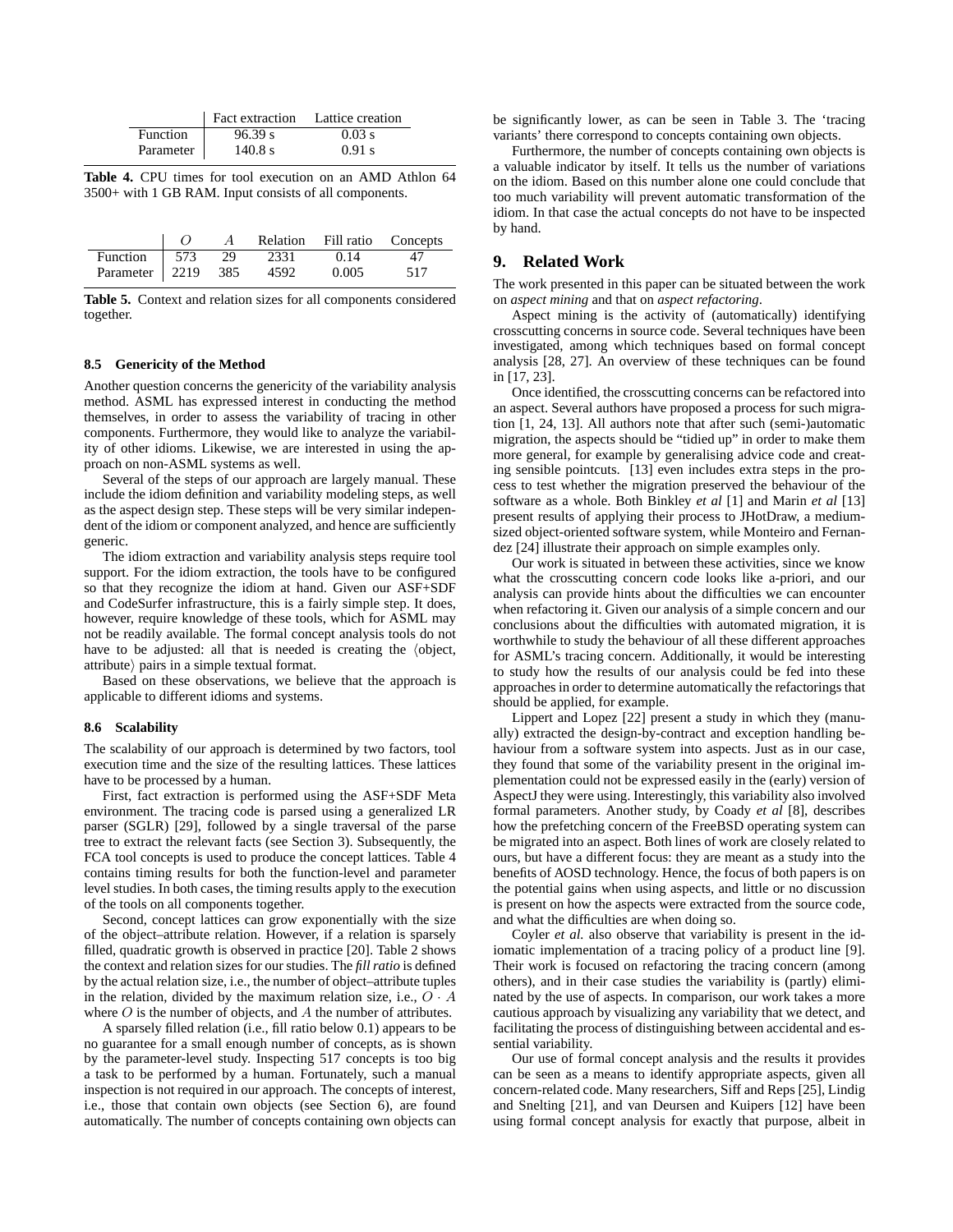|  | Fact extraction | Lattice creation |
|---|---|---|
| Function | 96.39 s | 0.03 s |
| Parameter | 140.8 s | 0.91 s |

**Table 4.** CPU times for tool execution on an AMD Athlon 64 3500+ with 1 GB RAM. Input consists of all components.

|  | $O$ | $A$ | Relation | Fill ratio | Concepts |
|---|---|---|---|---|---|
| Function | 573 | 29 | 2331 | 0.14 | 47 |
| Parameter | 2219 | 385 | 4592 | 0.005 | 517 |

**Table 5.** Context and relation sizes for all components considered together.

### 8.5 Genericity of the Method

Another question concerns the genericity of the variability analysis method. ASML has expressed interest in conducting the method themselves, in order to assess the variability of tracing in other components. Furthermore, they would like to analyze the variability of other idioms. Likewise, we are interested in using the approach on non-ASML systems as well.

Several of the steps of our approach are largely manual. These include the idiom definition and variability modeling steps, as well as the aspect design step. These steps will be very similar independent of the idiom or component analyzed, and hence are sufficiently generic.

The idiom extraction and variability analysis steps require tool support. For the idiom extraction, the tools have to be configured so that they recognize the idiom at hand. Given our ASF+SDF and CodeSurfer infrastructure, this is a fairly simple step. It does, however, require knowledge of these tools, which for ASML may not be readily available. The formal concept analysis tools do not have to be adjusted: all that is needed is creating the ⟨object, attribute⟩ pairs in a simple textual format.

Based on these observations, we believe that the approach is applicable to different idioms and systems.

### 8.6 Scalability

The scalability of our approach is determined by two factors, tool execution time and the size of the resulting lattices. These lattices have to be processed by a human.

First, fact extraction is performed using the ASF+SDF Meta environment. The tracing code is parsed using a generalized LR parser (SGLR) [29], followed by a single traversal of the parse tree to extract the relevant facts (see Section 3). Subsequently, the FCA tool concepts is used to produce the concept lattices. Table 4 contains timing results for both the function-level and parameter level studies. In both cases, the timing results apply to the execution of the tools on all components together.

Second, concept lattices can grow exponentially with the size of the object–attribute relation. However, if a relation is sparsely filled, quadratic growth is observed in practice [20]. Table 2 shows the context and relation sizes for our studies. The *fill ratio* is defined by the actual relation size, i.e., the number of object–attribute tuples in the relation, divided by the maximum relation size, i.e., $O \cdot A$ where $O$ is the number of objects, and $A$ the number of attributes.

A sparsely filled relation (i.e., fill ratio below 0.1) appears to be no guarantee for a small enough number of concepts, as is shown by the parameter-level study. Inspecting 517 concepts is too big a task to be performed by a human. Fortunately, such a manual inspection is not required in our approach. The concepts of interest, i.e., those that contain own objects (see Section 6), are found automatically. The number of concepts containing own objects can be significantly lower, as can be seen in Table 3. The 'tracing variants' there correspond to concepts containing own objects.

Furthermore, the number of concepts containing own objects is a valuable indicator by itself. It tells us the number of variations on the idiom. Based on this number alone one could conclude that too much variability will prevent automatic transformation of the idiom. In that case the actual concepts do not have to be inspected by hand.

## 9. Related Work

The work presented in this paper can be situated between the work on *aspect mining* and that on *aspect refactoring*.

Aspect mining is the activity of (automatically) identifying crosscutting concerns in source code. Several techniques have been investigated, among which techniques based on formal concept analysis [28, 27]. An overview of these techniques can be found in [17, 23].

Once identified, the crosscutting concerns can be refactored into an aspect. Several authors have proposed a process for such migration [1, 24, 13]. All authors note that after such (semi-)automatic migration, the aspects should be "tidied up" in order to make them more general, for example by generalising advice code and creating sensible pointcuts. [13] even includes extra steps in the process to test whether the migration preserved the behaviour of the software as a whole. Both Binkley *et al* [1] and Marin *et al* [13] present results of applying their process to JHotDraw, a medium-sized object-oriented software system, while Monteiro and Fernandez [24] illustrate their approach on simple examples only.

Our work is situated in between these activities, since we know what the crosscutting concern code looks like a-priori, and our analysis can provide hints about the difficulties we can encounter when refactoring it. Given our analysis of a simple concern and our conclusions about the difficulties with automated migration, it is worthwhile to study the behaviour of all these different approaches for ASML's tracing concern. Additionally, it would be interesting to study how the results of our analysis could be fed into these approaches in order to determine automatically the refactorings that should be applied, for example.

Lippert and Lopez [22] present a study in which they (manually) extracted the design-by-contract and exception handling behaviour from a software system into aspects. Just as in our case, they found that some of the variability present in the original implementation could not be expressed easily in the (early) version of AspectJ they were using. Interestingly, this variability also involved formal parameters. Another study, by Coady *et al* [8], describes how the prefetching concern of the FreeBSD operating system can be migrated into an aspect. Both lines of work are closely related to ours, but have a different focus: they are meant as a study into the benefits of AOSD technology. Hence, the focus of both papers is on the potential gains when using aspects, and little or no discussion is present on how the aspects were extracted from the source code, and what the difficulties are when doing so.

Coyler *et al.* also observe that variability is present in the idiomatic implementation of a tracing policy of a product line [9]. Their work is focused on refactoring the tracing concern (among others), and in their case studies the variability is (partly) eliminated by the use of aspects. In comparison, our work takes a more cautious approach by visualizing any variability that we detect, and facilitating the process of distinguishing between accidental and essential variability.

Our use of formal concept analysis and the results it provides can be seen as a means to identify appropriate aspects, given all concern-related code. Many researchers, Siff and Reps [25], Lindig and Snelting [21], and van Deursen and Kuipers [12] have been using formal concept analysis for exactly that purpose, albeit in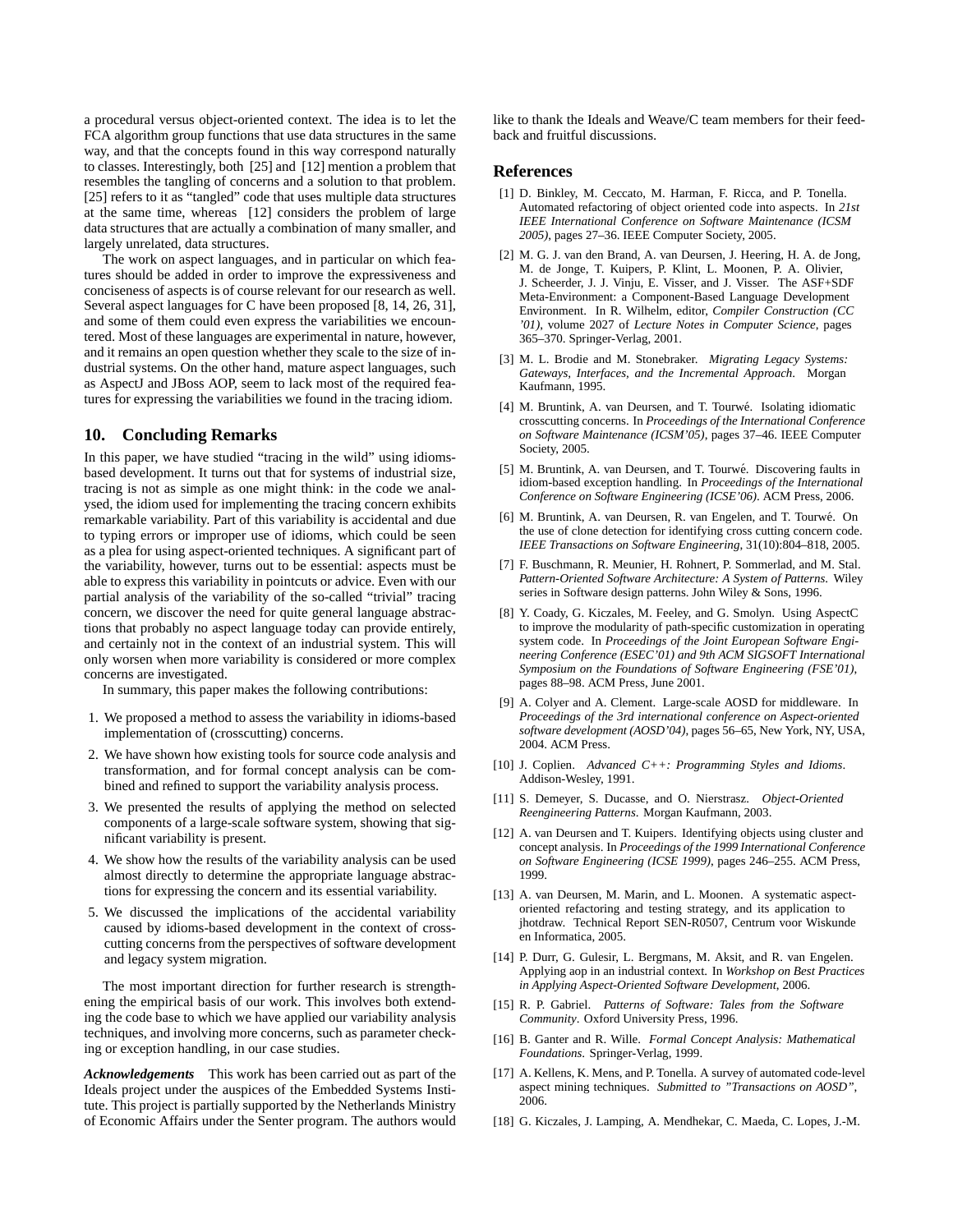a procedural versus object-oriented context. The idea is to let the FCA algorithm group functions that use data structures in the same way, and that the concepts found in this way correspond naturally to classes. Interestingly, both [25] and [12] mention a problem that resembles the tangling of concerns and a solution to that problem. [25] refers to it as "tangled" code that uses multiple data structures at the same time, whereas [12] considers the problem of large data structures that are actually a combination of many smaller, and largely unrelated, data structures.

The work on aspect languages, and in particular on which features should be added in order to improve the expressiveness and conciseness of aspects is of course relevant for our research as well. Several aspect languages for C have been proposed [8, 14, 26, 31], and some of them could even express the variabilities we encountered. Most of these languages are experimental in nature, however, and it remains an open question whether they scale to the size of industrial systems. On the other hand, mature aspect languages, such as AspectJ and JBoss AOP, seem to lack most of the required features for expressing the variabilities we found in the tracing idiom.

## 10. Concluding Remarks

In this paper, we have studied "tracing in the wild" using idioms-based development. It turns out that for systems of industrial size, tracing is not as simple as one might think: in the code we analysed, the idiom used for implementing the tracing concern exhibits remarkable variability. Part of this variability is accidental and due to typing errors or improper use of idioms, which could be seen as a plea for using aspect-oriented techniques. A significant part of the variability, however, turns out to be essential: aspects must be able to express this variability in pointcuts or advice. Even with our partial analysis of the variability of the so-called "trivial" tracing concern, we discover the need for quite general language abstractions that probably no aspect language today can provide entirely, and certainly not in the context of an industrial system. This will only worsen when more variability is considered or more complex concerns are investigated.

In summary, this paper makes the following contributions:

1. We proposed a method to assess the variability in idioms-based implementation of (crosscutting) concerns.
2. We have shown how existing tools for source code analysis and transformation, and for formal concept analysis can be combined and refined to support the variability analysis process.
3. We presented the results of applying the method on selected components of a large-scale software system, showing that significant variability is present.
4. We show how the results of the variability analysis can be used almost directly to determine the appropriate language abstractions for expressing the concern and its essential variability.
5. We discussed the implications of the accidental variability caused by idioms-based development in the context of crosscutting concerns from the perspectives of software development and legacy system migration.

The most important direction for further research is strengthening the empirical basis of our work. This involves both extending the code base to which we have applied our variability analysis techniques, and involving more concerns, such as parameter checking or exception handling, in our case studies.

***Acknowledgements*** This work has been carried out as part of the Ideals project under the auspices of the Embedded Systems Institute. This project is partially supported by the Netherlands Ministry of Economic Affairs under the Senter program. The authors would like to thank the Ideals and Weave/C team members for their feedback and fruitful discussions.

## References

[1] D. Binkley, M. Ceccato, M. Harman, F. Ricca, and P. Tonella. Automated refactoring of object oriented code into aspects. In *21st IEEE International Conference on Software Maintenance (ICSM 2005)*, pages 27–36. IEEE Computer Society, 2005.

[2] M. G. J. van den Brand, A. van Deursen, J. Heering, H. A. de Jong, M. de Jonge, T. Kuipers, P. Klint, L. Moonen, P. A. Olivier, J. Scheerder, J. J. Vinju, E. Visser, and J. Visser. The ASF+SDF Meta-Environment: a Component-Based Language Development Environment. In R. Wilhelm, editor, *Compiler Construction (CC '01)*, volume 2027 of *Lecture Notes in Computer Science*, pages 365–370. Springer-Verlag, 2001.

[3] M. L. Brodie and M. Stonebraker. *Migrating Legacy Systems: Gateways, Interfaces, and the Incremental Approach*. Morgan Kaufmann, 1995.

[4] M. Bruntink, A. van Deursen, and T. Tourwé. Isolating idiomatic crosscutting concerns. In *Proceedings of the International Conference on Software Maintenance (ICSM'05)*, pages 37–46. IEEE Computer Society, 2005.

[5] M. Bruntink, A. van Deursen, and T. Tourwé. Discovering faults in idiom-based exception handling. In *Proceedings of the International Conference on Software Engineering (ICSE'06)*. ACM Press, 2006.

[6] M. Bruntink, A. van Deursen, R. van Engelen, and T. Tourwé. On the use of clone detection for identifying cross cutting concern code. *IEEE Transactions on Software Engineering*, 31(10):804–818, 2005.

[7] F. Buschmann, R. Meunier, H. Rohnert, P. Sommerlad, and M. Stal. *Pattern-Oriented Software Architecture: A System of Patterns*. Wiley series in Software design patterns. John Wiley & Sons, 1996.

[8] Y. Coady, G. Kiczales, M. Feeley, and G. Smolyn. Using AspectC to improve the modularity of path-specific customization in operating system code. In *Proceedings of the Joint European Software Engineering Conference (ESEC'01) and 9th ACM SIGSOFT International Symposium on the Foundations of Software Engineering (FSE'01)*, pages 88–98. ACM Press, June 2001.

[9] A. Colyer and A. Clement. Large-scale AOSD for middleware. In *Proceedings of the 3rd international conference on Aspect-oriented software development (AOSD'04)*, pages 56–65, New York, NY, USA, 2004. ACM Press.

[10] J. Coplien. *Advanced C++: Programming Styles and Idioms*. Addison-Wesley, 1991.

[11] S. Demeyer, S. Ducasse, and O. Nierstrasz. *Object-Oriented Reengineering Patterns*. Morgan Kaufmann, 2003.

[12] A. van Deursen and T. Kuipers. Identifying objects using cluster and concept analysis. In *Proceedings of the 1999 International Conference on Software Engineering (ICSE 1999)*, pages 246–255. ACM Press, 1999.

[13] A. van Deursen, M. Marin, and L. Moonen. A systematic aspect-oriented refactoring and testing strategy, and its application to jhotdraw. Technical Report SEN-R0507, Centrum voor Wiskunde en Informatica, 2005.

[14] P. Durr, G. Gulesir, L. Bergmans, M. Aksit, and R. van Engelen. Applying aop in an industrial context. In *Workshop on Best Practices in Applying Aspect-Oriented Software Development*, 2006.

[15] R. P. Gabriel. *Patterns of Software: Tales from the Software Community*. Oxford University Press, 1996.

[16] B. Ganter and R. Wille. *Formal Concept Analysis: Mathematical Foundations*. Springer-Verlag, 1999.

[17] A. Kellens, K. Mens, and P. Tonella. A survey of automated code-level aspect mining techniques. *Submitted to "Transactions on AOSD"*, 2006.

[18] G. Kiczales, J. Lamping, A. Mendhekar, C. Maeda, C. Lopes, J.-M.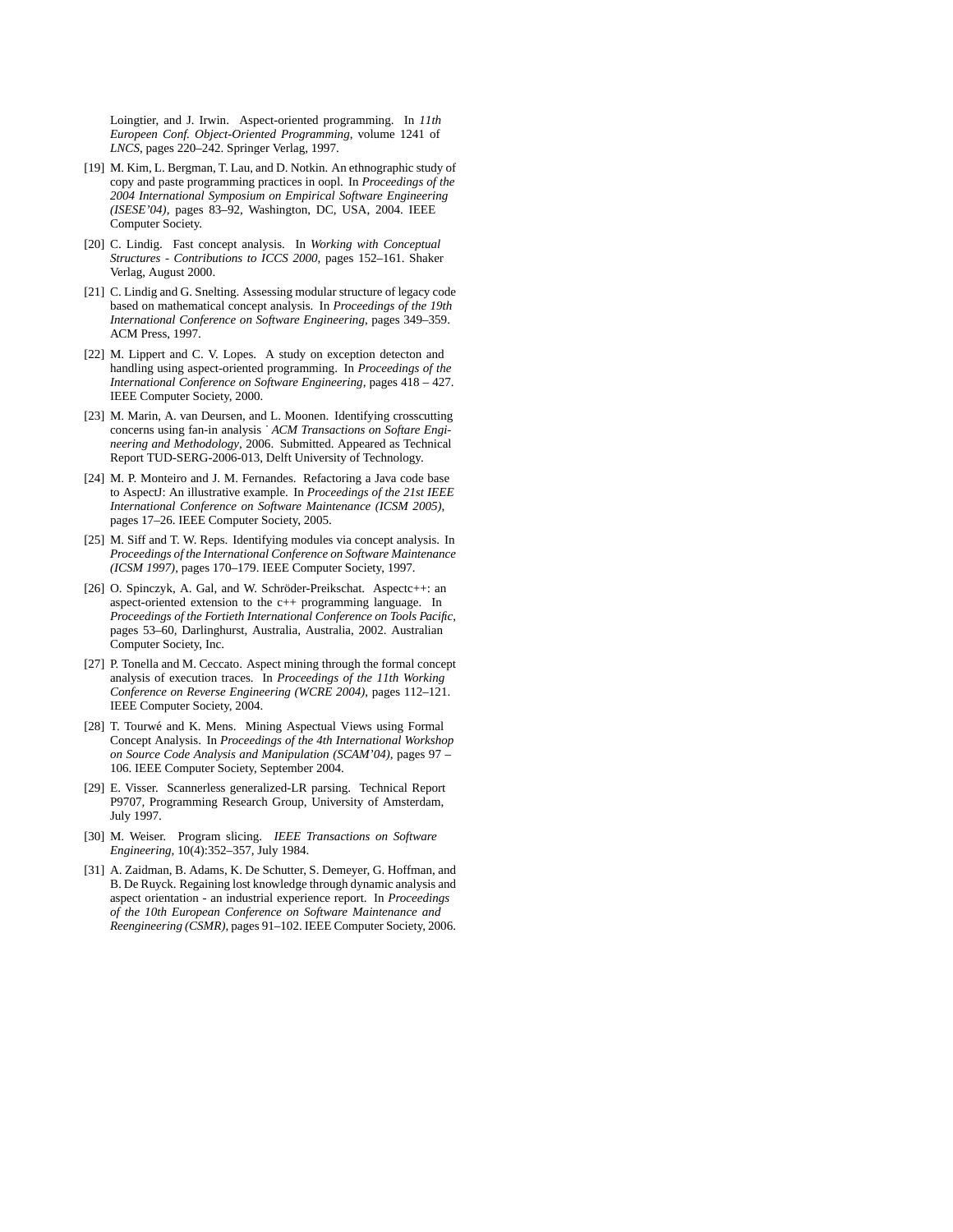Loingtier, and J. Irwin. Aspect-oriented programming. In *11th Europeen Conf. Object-Oriented Programming*, volume 1241 of *LNCS*, pages 220–242. Springer Verlag, 1997.

[19] M. Kim, L. Bergman, T. Lau, and D. Notkin. An ethnographic study of copy and paste programming practices in oopl. In *Proceedings of the 2004 International Symposium on Empirical Software Engineering (ISESE'04)*, pages 83–92, Washington, DC, USA, 2004. IEEE Computer Society.

[20] C. Lindig. Fast concept analysis. In *Working with Conceptual Structures - Contributions to ICCS 2000*, pages 152–161. Shaker Verlag, August 2000.

[21] C. Lindig and G. Snelting. Assessing modular structure of legacy code based on mathematical concept analysis. In *Proceedings of the 19th International Conference on Software Engineering*, pages 349–359. ACM Press, 1997.

[22] M. Lippert and C. V. Lopes. A study on exception detecton and handling using aspect-oriented programming. In *Proceedings of the International Conference on Software Engineering*, pages 418 – 427. IEEE Computer Society, 2000.

[23] M. Marin, A. van Deursen, and L. Moonen. Identifying crosscutting concerns using fan-in analysis ˙ *ACM Transactions on Softare Engineering and Methodology*, 2006. Submitted. Appeared as Technical Report TUD-SERG-2006-013, Delft University of Technology.

[24] M. P. Monteiro and J. M. Fernandes. Refactoring a Java code base to AspectJ: An illustrative example. In *Proceedings of the 21st IEEE International Conference on Software Maintenance (ICSM 2005)*, pages 17–26. IEEE Computer Society, 2005.

[25] M. Siff and T. W. Reps. Identifying modules via concept analysis. In *Proceedings of the International Conference on Software Maintenance (ICSM 1997)*, pages 170–179. IEEE Computer Society, 1997.

[26] O. Spinczyk, A. Gal, and W. Schröder-Preikschat. Aspectc++: an aspect-oriented extension to the c++ programming language. In *Proceedings of the Fortieth International Conference on Tools Pacific*, pages 53–60, Darlinghurst, Australia, Australia, 2002. Australian Computer Society, Inc.

[27] P. Tonella and M. Ceccato. Aspect mining through the formal concept analysis of execution traces. In *Proceedings of the 11th Working Conference on Reverse Engineering (WCRE 2004)*, pages 112–121. IEEE Computer Society, 2004.

[28] T. Tourwé and K. Mens. Mining Aspectual Views using Formal Concept Analysis. In *Proceedings of the 4th International Workshop on Source Code Analysis and Manipulation (SCAM'04)*, pages 97 – 106. IEEE Computer Society, September 2004.

[29] E. Visser. Scannerless generalized-LR parsing. Technical Report P9707, Programming Research Group, University of Amsterdam, July 1997.

[30] M. Weiser. Program slicing. *IEEE Transactions on Software Engineering*, 10(4):352–357, July 1984.

[31] A. Zaidman, B. Adams, K. De Schutter, S. Demeyer, G. Hoffman, and B. De Ruyck. Regaining lost knowledge through dynamic analysis and aspect orientation - an industrial experience report. In *Proceedings of the 10th European Conference on Software Maintenance and Reengineering (CSMR)*, pages 91–102. IEEE Computer Society, 2006.